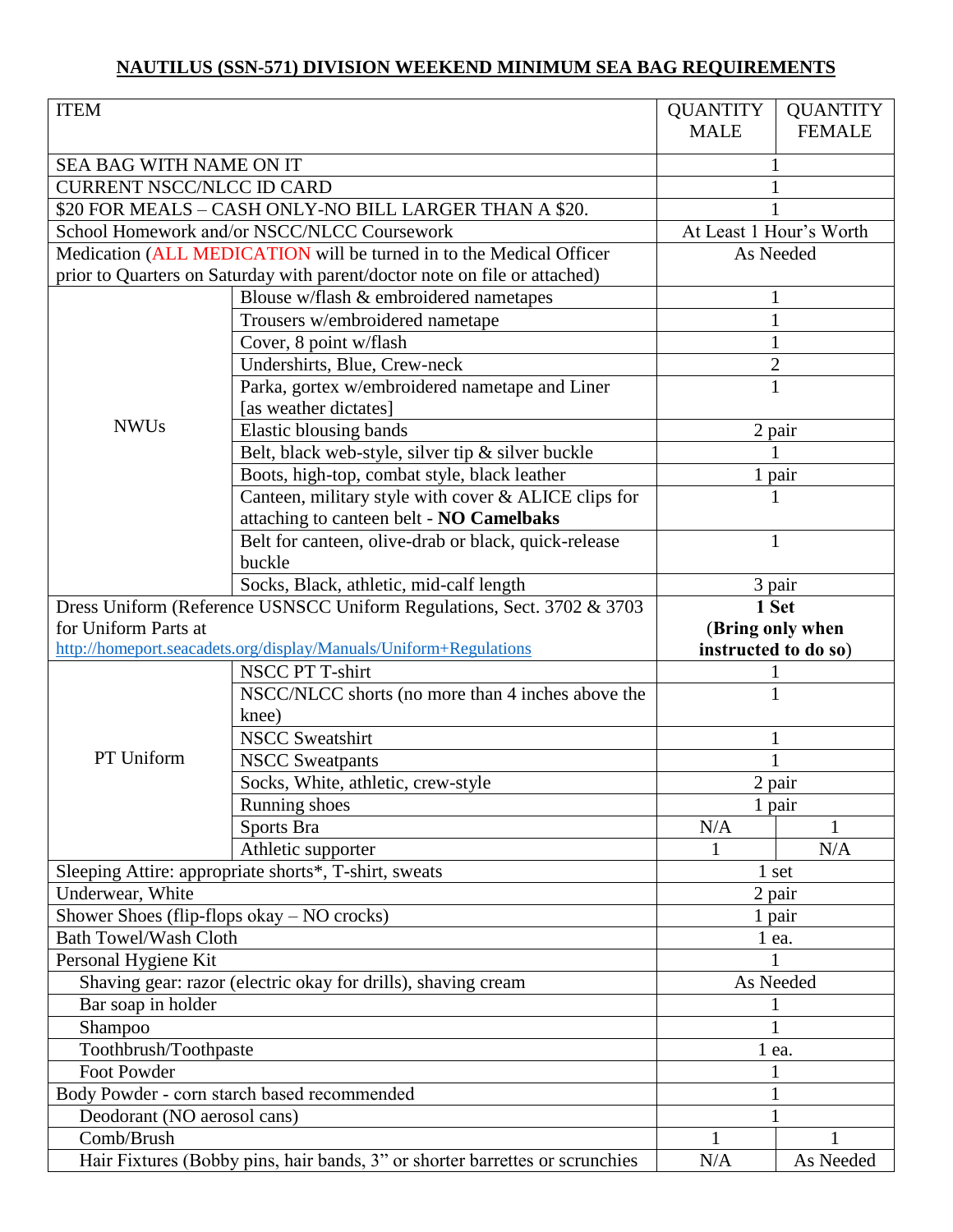# NAUTILUS (SSN-571) DIVISION WEEKEND MINIMUM SEA BAG REQUIREMENTS

| ITEM | | QUANTITY MALE | QUANTITY FEMALE |
|---|---|---|---|
| SEA BAG WITH NAME ON IT | | 1 | |
| CURRENT NSCC/NLCC ID CARD | | 1 | |
| $20 FOR MEALS – CASH ONLY-NO BILL LARGER THAN A $20. | | 1 | |
| School Homework and/or NSCC/NLCC Coursework | | At Least 1 Hour's Worth | |
| Medication (ALL MEDICATION will be turned in to the Medical Officer prior to Quarters on Saturday with parent/doctor note on file or attached) | | As Needed | |
| NWUs | Blouse w/flash & embroidered nametapes | 1 | |
| | Trousers w/embroidered nametape | 1 | |
| | Cover, 8 point w/flash | 1 | |
| | Undershirts, Blue, Crew-neck | 2 | |
| | Parka, gortex w/embroidered nametape and Liner [as weather dictates] | 1 | |
| | Elastic blousing bands | 2 pair | |
| | Belt, black web-style, silver tip & silver buckle | 1 | |
| | Boots, high-top, combat style, black leather | 1 pair | |
| | Canteen, military style with cover & ALICE clips for attaching to canteen belt - **NO Camelbaks** | 1 | |
| | Belt for canteen, olive-drab or black, quick-release buckle | 1 | |
| | Socks, Black, athletic, mid-calf length | 3 pair | |
| Dress Uniform (Reference USNSCC Uniform Regulations, Sect. 3702 & 3703 for Uniform Parts at http://homeport.seacadets.org/display/Manuals/Uniform+Regulations | | **1 Set (Bring only when instructed to do so)** | |
| PT Uniform | NSCC PT T-shirt | 1 | |
| | NSCC/NLCC shorts (no more than 4 inches above the knee) | 1 | |
| | NSCC Sweatshirt | 1 | |
| | NSCC Sweatpants | 1 | |
| | Socks, White, athletic, crew-style | 2 pair | |
| | Running shoes | 1 pair | |
| | Sports Bra | N/A | 1 |
| | Athletic supporter | 1 | N/A |
| Sleeping Attire: appropriate shorts*, T-shirt, sweats | | 1 set | |
| Underwear, White | | 2 pair | |
| Shower Shoes (flip-flops okay – NO crocks) | | 1 pair | |
| Bath Towel/Wash Cloth | | 1 ea. | |
| Personal Hygiene Kit | | 1 | |
| Shaving gear: razor (electric okay for drills), shaving cream | | As Needed | |
| Bar soap in holder | | 1 | |
| Shampoo | | 1 | |
| Toothbrush/Toothpaste | | 1 ea. | |
| Foot Powder | | 1 | |
| Body Powder - corn starch based recommended | | 1 | |
| Deodorant (NO aerosol cans) | | 1 | |
| Comb/Brush | | 1 | 1 |
| Hair Fixtures (Bobby pins, hair bands, 3" or shorter barrettes or scrunchies | | N/A | As Needed |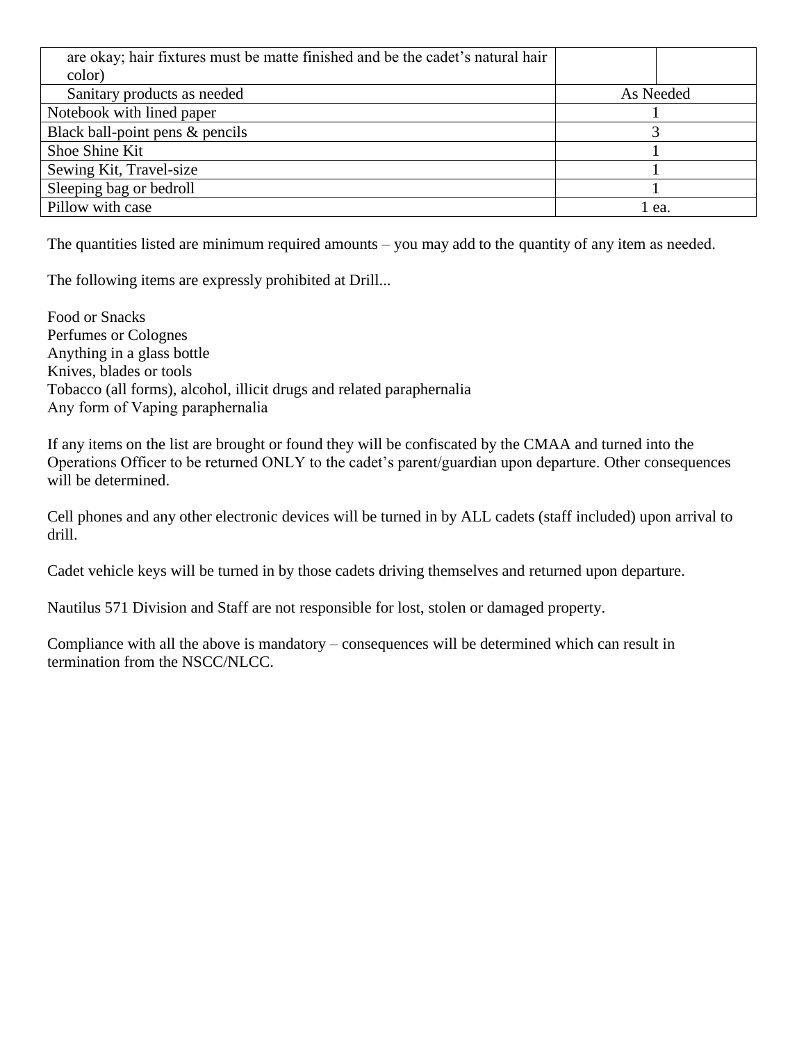| | | |
|---|---|---|
| are okay; hair fixtures must be matte finished and be the cadet's natural hair color) | | |
| Sanitary products as needed | As Needed | |
| Notebook with lined paper | 1 | |
| Black ball-point pens & pencils | 3 | |
| Shoe Shine Kit | 1 | |
| Sewing Kit, Travel-size | 1 | |
| Sleeping bag or bedroll | 1 | |
| Pillow with case | 1 ea. | |

The quantities listed are minimum required amounts – you may add to the quantity of any item as needed.

The following items are expressly prohibited at Drill...

Food or Snacks  
Perfumes or Colognes  
Anything in a glass bottle  
Knives, blades or tools  
Tobacco (all forms), alcohol, illicit drugs and related paraphernalia  
Any form of Vaping paraphernalia

If any items on the list are brought or found they will be confiscated by the CMAA and turned into the Operations Officer to be returned ONLY to the cadet's parent/guardian upon departure. Other consequences will be determined.

Cell phones and any other electronic devices will be turned in by ALL cadets (staff included) upon arrival to drill.

Cadet vehicle keys will be turned in by those cadets driving themselves and returned upon departure.

Nautilus 571 Division and Staff are not responsible for lost, stolen or damaged property.

Compliance with all the above is mandatory – consequences will be determined which can result in termination from the NSCC/NLCC.